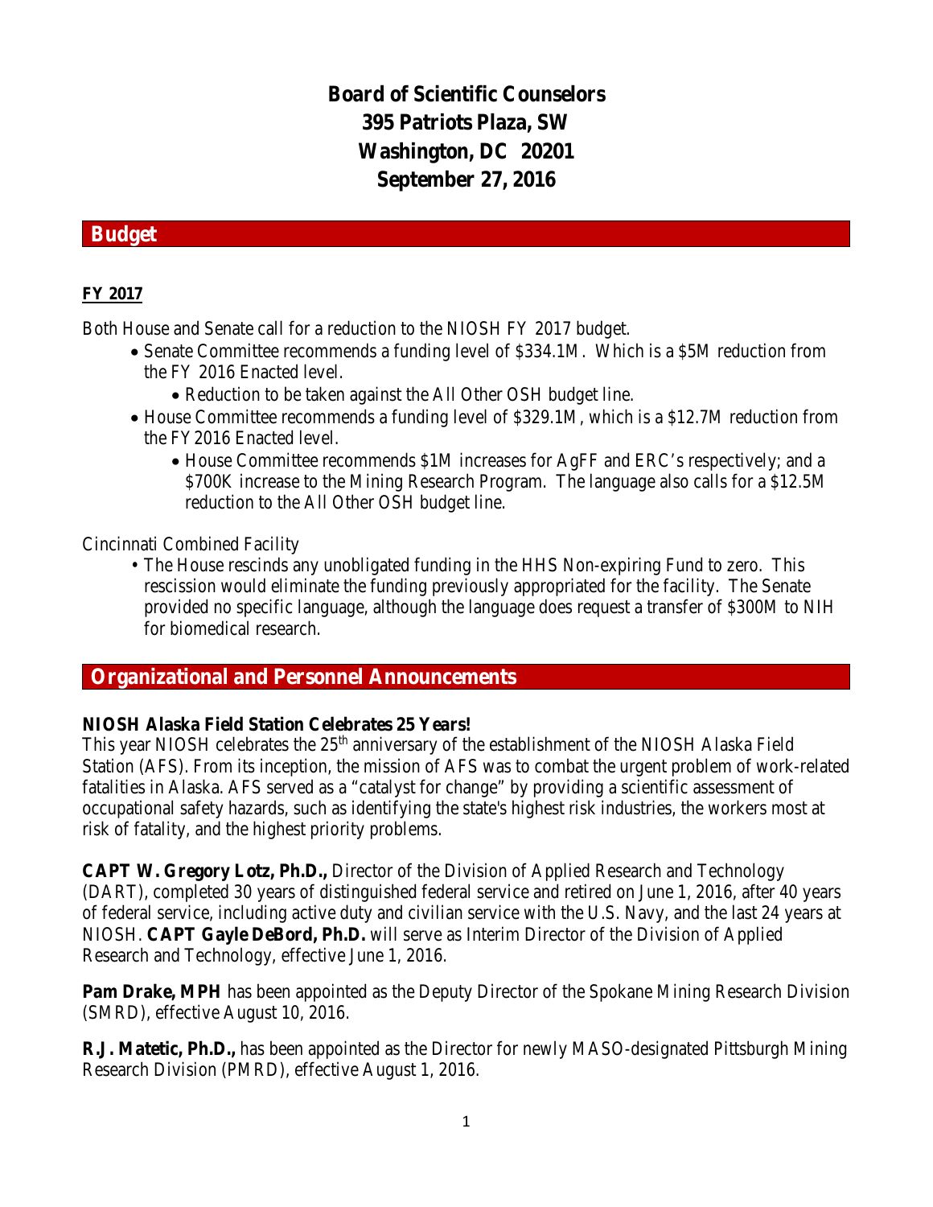# Board of Scientific Counselors
# 395 Patriots Plaza, SW
# Washington, DC 20201
# September 27, 2016

## Budget

### FY 2017

Both House and Senate call for a reduction to the NIOSH FY 2017 budget.

- Senate Committee recommends a funding level of $334.1M. Which is a $5M reduction from the FY 2016 Enacted level.
  - Reduction to be taken against the All Other OSH budget line.
- House Committee recommends a funding level of $329.1M, which is a $12.7M reduction from the FY2016 Enacted level.
  - House Committee recommends $1M increases for AgFF and ERC's respectively; and a $700K increase to the Mining Research Program. The language also calls for a $12.5M reduction to the All Other OSH budget line.

Cincinnati Combined Facility

- The House rescinds any unobligated funding in the HHS Non-expiring Fund to zero. This rescission would eliminate the funding previously appropriated for the facility. The Senate provided no specific language, although the language does request a transfer of $300M to NIH for biomedical research.

## Organizational and Personnel Announcements

**NIOSH Alaska Field Station Celebrates 25 Years!**
This year NIOSH celebrates the 25th anniversary of the establishment of the NIOSH Alaska Field Station (AFS). From its inception, the mission of AFS was to combat the urgent problem of work-related fatalities in Alaska. AFS served as a "catalyst for change" by providing a scientific assessment of occupational safety hazards, such as identifying the state's highest risk industries, the workers most at risk of fatality, and the highest priority problems.

**CAPT W. Gregory Lotz, Ph.D.,** Director of the Division of Applied Research and Technology (DART), completed 30 years of distinguished federal service and retired on June 1, 2016, after 40 years of federal service, including active duty and civilian service with the U.S. Navy, and the last 24 years at NIOSH. **CAPT Gayle DeBord, Ph.D.** will serve as Interim Director of the Division of Applied Research and Technology, effective June 1, 2016.

**Pam Drake, MPH** has been appointed as the Deputy Director of the Spokane Mining Research Division (SMRD), effective August 10, 2016.

**R.J. Matetic, Ph.D.,** has been appointed as the Director for newly MASO-designated Pittsburgh Mining Research Division (PMRD), effective August 1, 2016.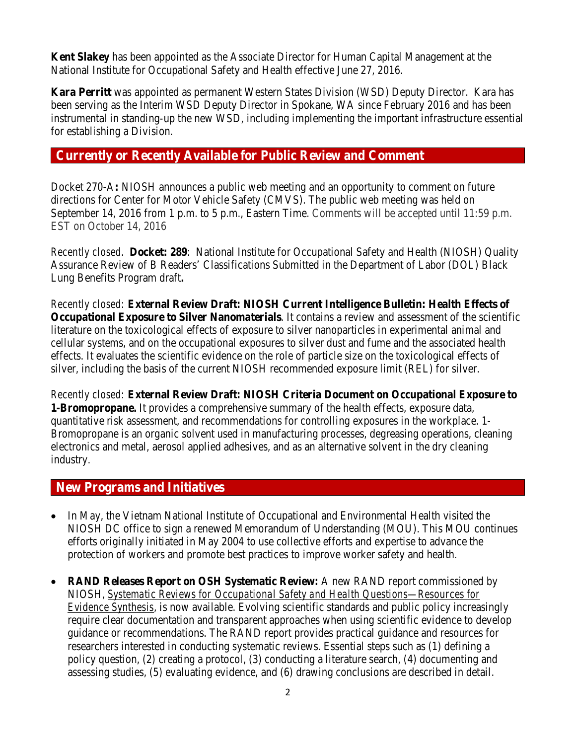**Kent Slakey** has been appointed as the Associate Director for Human Capital Management at the National Institute for Occupational Safety and Health effective June 27, 2016.

**Kara Perritt** was appointed as permanent Western States Division (WSD) Deputy Director. Kara has been serving as the Interim WSD Deputy Director in Spokane, WA since February 2016 and has been instrumental in standing-up the new WSD, including implementing the important infrastructure essential for establishing a Division.

## Currently or Recently Available for Public Review and Comment

Docket 270-A**:** NIOSH announces a public web meeting and an opportunity to comment on future directions for Center for Motor Vehicle Safety (CMVS). The public web meeting was held on September 14, 2016 from 1 p.m. to 5 p.m., Eastern Time. Comments will be accepted until 11:59 p.m. EST on October 14, 2016

Recently closed. **Docket: 289**: National Institute for Occupational Safety and Health (NIOSH) Quality Assurance Review of B Readers' Classifications Submitted in the Department of Labor (DOL) Black Lung Benefits Program draft**.**

Recently closed: **External Review Draft: NIOSH Current Intelligence Bulletin: Health Effects of Occupational Exposure to Silver Nanomaterials**. It contains a review and assessment of the scientific literature on the toxicological effects of exposure to silver nanoparticles in experimental animal and cellular systems, and on the occupational exposures to silver dust and fume and the associated health effects. It evaluates the scientific evidence on the role of particle size on the toxicological effects of silver, including the basis of the current NIOSH recommended exposure limit (REL) for silver.

Recently closed: **External Review Draft: NIOSH Criteria Document on Occupational Exposure to 1-Bromopropane.** It provides a comprehensive summary of the health effects, exposure data, quantitative risk assessment, and recommendations for controlling exposures in the workplace. 1-Bromopropane is an organic solvent used in manufacturing processes, degreasing operations, cleaning electronics and metal, aerosol applied adhesives, and as an alternative solvent in the dry cleaning industry.

## New Programs and Initiatives

- In May, the Vietnam National Institute of Occupational and Environmental Health visited the NIOSH DC office to sign a renewed Memorandum of Understanding (MOU). This MOU continues efforts originally initiated in May 2004 to use collective efforts and expertise to advance the protection of workers and promote best practices to improve worker safety and health.
- **RAND Releases Report on OSH Systematic Review:** A new RAND report commissioned by NIOSH, *Systematic Reviews for Occupational Safety and Health Questions—Resources for Evidence Synthesis*, is now available. Evolving scientific standards and public policy increasingly require clear documentation and transparent approaches when using scientific evidence to develop guidance or recommendations. The RAND report provides practical guidance and resources for researchers interested in conducting systematic reviews. Essential steps such as (1) defining a policy question, (2) creating a protocol, (3) conducting a literature search, (4) documenting and assessing studies, (5) evaluating evidence, and (6) drawing conclusions are described in detail.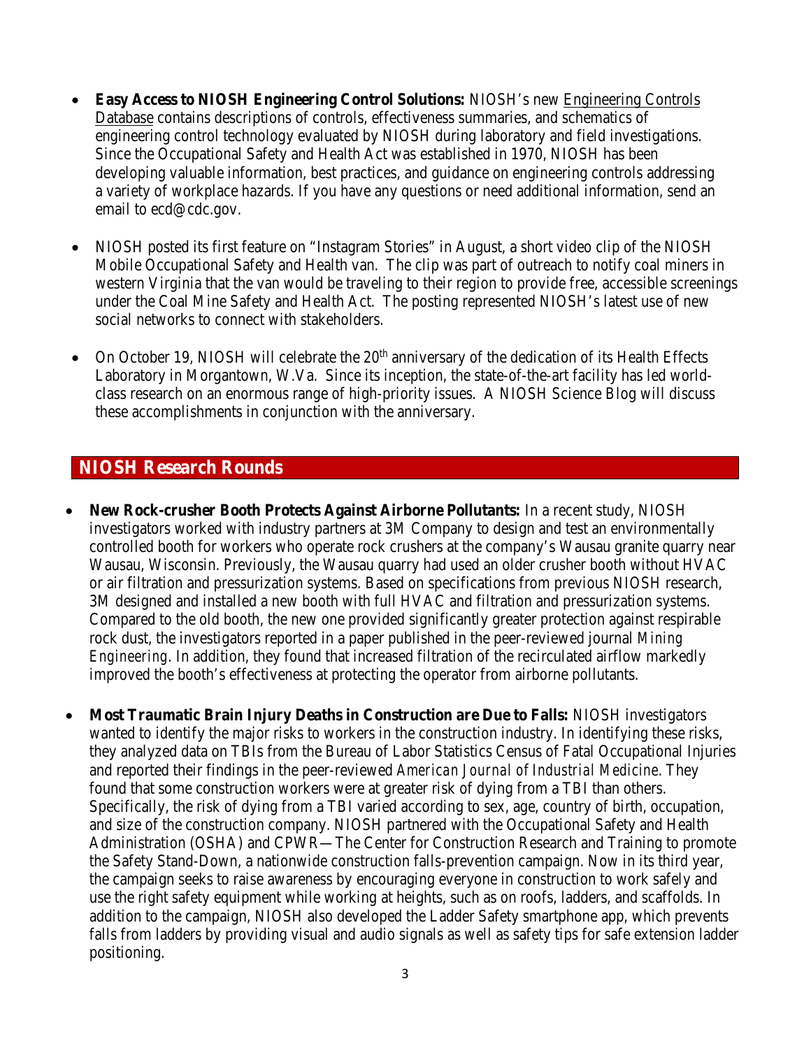- **Easy Access to NIOSH Engineering Control Solutions:** NIOSH's new Engineering Controls Database contains descriptions of controls, effectiveness summaries, and schematics of engineering control technology evaluated by NIOSH during laboratory and field investigations. Since the Occupational Safety and Health Act was established in 1970, NIOSH has been developing valuable information, best practices, and guidance on engineering controls addressing a variety of workplace hazards. If you have any questions or need additional information, send an email to ecd@cdc.gov.

- NIOSH posted its first feature on "Instagram Stories" in August, a short video clip of the NIOSH Mobile Occupational Safety and Health van. The clip was part of outreach to notify coal miners in western Virginia that the van would be traveling to their region to provide free, accessible screenings under the Coal Mine Safety and Health Act. The posting represented NIOSH's latest use of new social networks to connect with stakeholders.

- On October 19, NIOSH will celebrate the 20th anniversary of the dedication of its Health Effects Laboratory in Morgantown, W.Va. Since its inception, the state-of-the-art facility has led world-class research on an enormous range of high-priority issues. A NIOSH Science Blog will discuss these accomplishments in conjunction with the anniversary.

## NIOSH Research Rounds

- **New Rock-crusher Booth Protects Against Airborne Pollutants:** In a recent study, NIOSH investigators worked with industry partners at 3M Company to design and test an environmentally controlled booth for workers who operate rock crushers at the company's Wausau granite quarry near Wausau, Wisconsin. Previously, the Wausau quarry had used an older crusher booth without HVAC or air filtration and pressurization systems. Based on specifications from previous NIOSH research, 3M designed and installed a new booth with full HVAC and filtration and pressurization systems. Compared to the old booth, the new one provided significantly greater protection against respirable rock dust, the investigators reported in a paper published in the peer-reviewed journal *Mining Engineering*. In addition, they found that increased filtration of the recirculated airflow markedly improved the booth's effectiveness at protecting the operator from airborne pollutants.

- **Most Traumatic Brain Injury Deaths in Construction are Due to Falls:** NIOSH investigators wanted to identify the major risks to workers in the construction industry. In identifying these risks, they analyzed data on TBIs from the Bureau of Labor Statistics Census of Fatal Occupational Injuries and reported their findings in the peer-reviewed *American Journal of Industrial Medicine*. They found that some construction workers were at greater risk of dying from a TBI than others. Specifically, the risk of dying from a TBI varied according to sex, age, country of birth, occupation, and size of the construction company. NIOSH partnered with the Occupational Safety and Health Administration (OSHA) and CPWR—The Center for Construction Research and Training to promote the Safety Stand-Down, a nationwide construction falls-prevention campaign. Now in its third year, the campaign seeks to raise awareness by encouraging everyone in construction to work safely and use the right safety equipment while working at heights, such as on roofs, ladders, and scaffolds. In addition to the campaign, NIOSH also developed the Ladder Safety smartphone app, which prevents falls from ladders by providing visual and audio signals as well as safety tips for safe extension ladder positioning.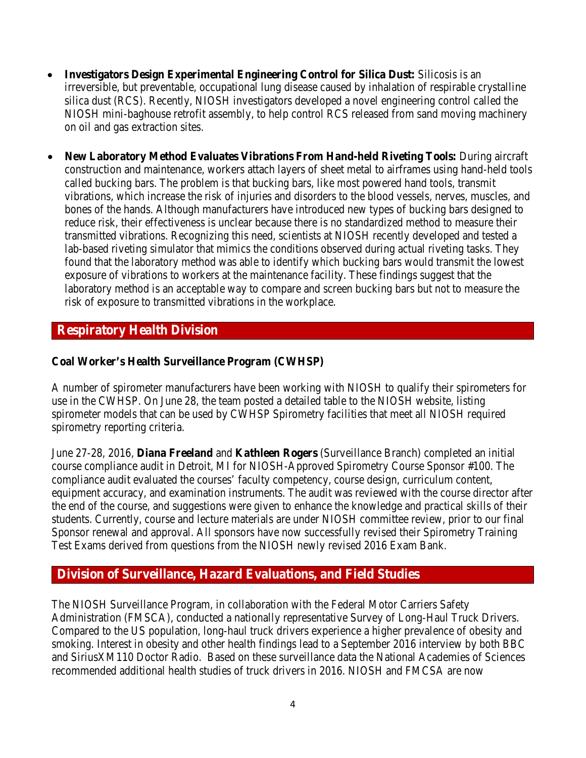- **Investigators Design Experimental Engineering Control for Silica Dust:** Silicosis is an irreversible, but preventable, occupational lung disease caused by inhalation of respirable crystalline silica dust (RCS). Recently, NIOSH investigators developed a novel engineering control called the NIOSH mini-baghouse retrofit assembly, to help control RCS released from sand moving machinery on oil and gas extraction sites.

- **New Laboratory Method Evaluates Vibrations From Hand-held Riveting Tools:** During aircraft construction and maintenance, workers attach layers of sheet metal to airframes using hand-held tools called bucking bars. The problem is that bucking bars, like most powered hand tools, transmit vibrations, which increase the risk of injuries and disorders to the blood vessels, nerves, muscles, and bones of the hands. Although manufacturers have introduced new types of bucking bars designed to reduce risk, their effectiveness is unclear because there is no standardized method to measure their transmitted vibrations. Recognizing this need, scientists at NIOSH recently developed and tested a lab-based riveting simulator that mimics the conditions observed during actual riveting tasks. They found that the laboratory method was able to identify which bucking bars would transmit the lowest exposure of vibrations to workers at the maintenance facility. These findings suggest that the laboratory method is an acceptable way to compare and screen bucking bars but not to measure the risk of exposure to transmitted vibrations in the workplace.

## Respiratory Health Division

### Coal Worker's Health Surveillance Program (CWHSP)

A number of spirometer manufacturers have been working with NIOSH to qualify their spirometers for use in the CWHSP. On June 28, the team posted a detailed table to the NIOSH website, listing spirometer models that can be used by CWHSP Spirometry facilities that meet all NIOSH required spirometry reporting criteria.

June 27-28, 2016, **Diana Freeland** and **Kathleen Rogers** (Surveillance Branch) completed an initial course compliance audit in Detroit, MI for NIOSH-Approved Spirometry Course Sponsor #100. The compliance audit evaluated the courses' faculty competency, course design, curriculum content, equipment accuracy, and examination instruments. The audit was reviewed with the course director after the end of the course, and suggestions were given to enhance the knowledge and practical skills of their students. Currently, course and lecture materials are under NIOSH committee review, prior to our final Sponsor renewal and approval. All sponsors have now successfully revised their Spirometry Training Test Exams derived from questions from the NIOSH newly revised 2016 Exam Bank.

## Division of Surveillance, Hazard Evaluations, and Field Studies

The NIOSH Surveillance Program, in collaboration with the Federal Motor Carriers Safety Administration (FMSCA), conducted a nationally representative Survey of Long-Haul Truck Drivers. Compared to the US population, long-haul truck drivers experience a higher prevalence of obesity and smoking. Interest in obesity and other health findings lead to a September 2016 interview by both BBC and SiriusXM110 Doctor Radio. Based on these surveillance data the National Academies of Sciences recommended additional health studies of truck drivers in 2016. NIOSH and FMCSA are now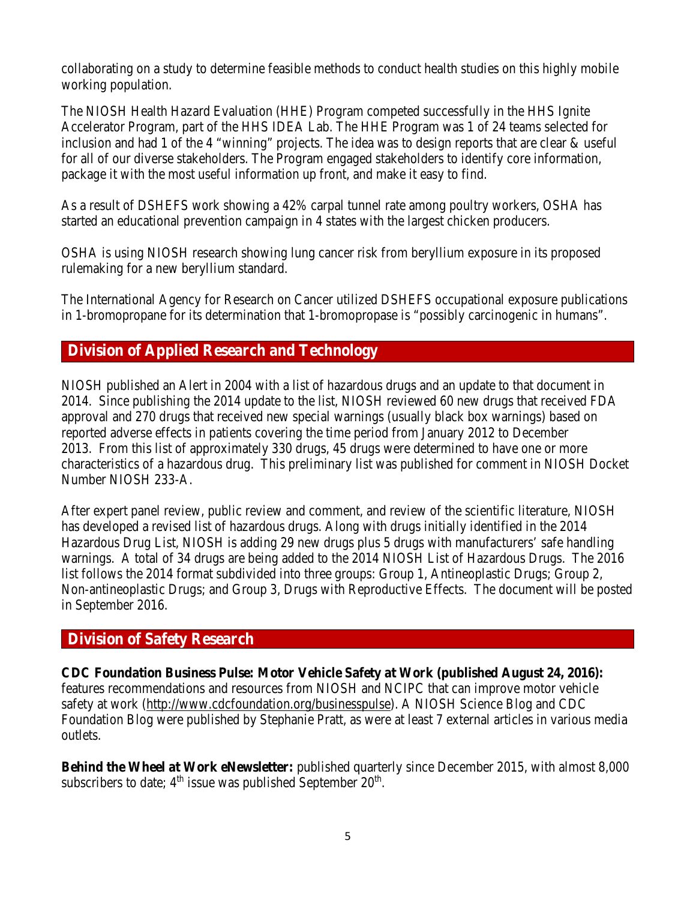collaborating on a study to determine feasible methods to conduct health studies on this highly mobile working population.

The NIOSH Health Hazard Evaluation (HHE) Program competed successfully in the HHS Ignite Accelerator Program, part of the HHS IDEA Lab. The HHE Program was 1 of 24 teams selected for inclusion and had 1 of the 4 "winning" projects. The idea was to design reports that are clear & useful for all of our diverse stakeholders. The Program engaged stakeholders to identify core information, package it with the most useful information up front, and make it easy to find.

As a result of DSHEFS work showing a 42% carpal tunnel rate among poultry workers, OSHA has started an educational prevention campaign in 4 states with the largest chicken producers.

OSHA is using NIOSH research showing lung cancer risk from beryllium exposure in its proposed rulemaking for a new beryllium standard.

The International Agency for Research on Cancer utilized DSHEFS occupational exposure publications in 1-bromopropane for its determination that 1-bromopropase is "possibly carcinogenic in humans".

## Division of Applied Research and Technology

NIOSH published an Alert in 2004 with a list of hazardous drugs and an update to that document in 2014. Since publishing the 2014 update to the list, NIOSH reviewed 60 new drugs that received FDA approval and 270 drugs that received new special warnings (usually black box warnings) based on reported adverse effects in patients covering the time period from January 2012 to December 2013. From this list of approximately 330 drugs, 45 drugs were determined to have one or more characteristics of a hazardous drug. This preliminary list was published for comment in NIOSH Docket Number NIOSH 233-A.

After expert panel review, public review and comment, and review of the scientific literature, NIOSH has developed a revised list of hazardous drugs. Along with drugs initially identified in the 2014 Hazardous Drug List, NIOSH is adding 29 new drugs plus 5 drugs with manufacturers' safe handling warnings. A total of 34 drugs are being added to the 2014 NIOSH List of Hazardous Drugs. The 2016 list follows the 2014 format subdivided into three groups: Group 1, Antineoplastic Drugs; Group 2, Non-antineoplastic Drugs; and Group 3, Drugs with Reproductive Effects. The document will be posted in September 2016.

## Division of Safety Research

**CDC Foundation Business Pulse: Motor Vehicle Safety at Work (published August 24, 2016):** features recommendations and resources from NIOSH and NCIPC that can improve motor vehicle safety at work (http://www.cdcfoundation.org/businesspulse). A NIOSH Science Blog and CDC Foundation Blog were published by Stephanie Pratt, as were at least 7 external articles in various media outlets.

**Behind the Wheel at Work eNewsletter:** published quarterly since December 2015, with almost 8,000 subscribers to date; 4th issue was published September 20th.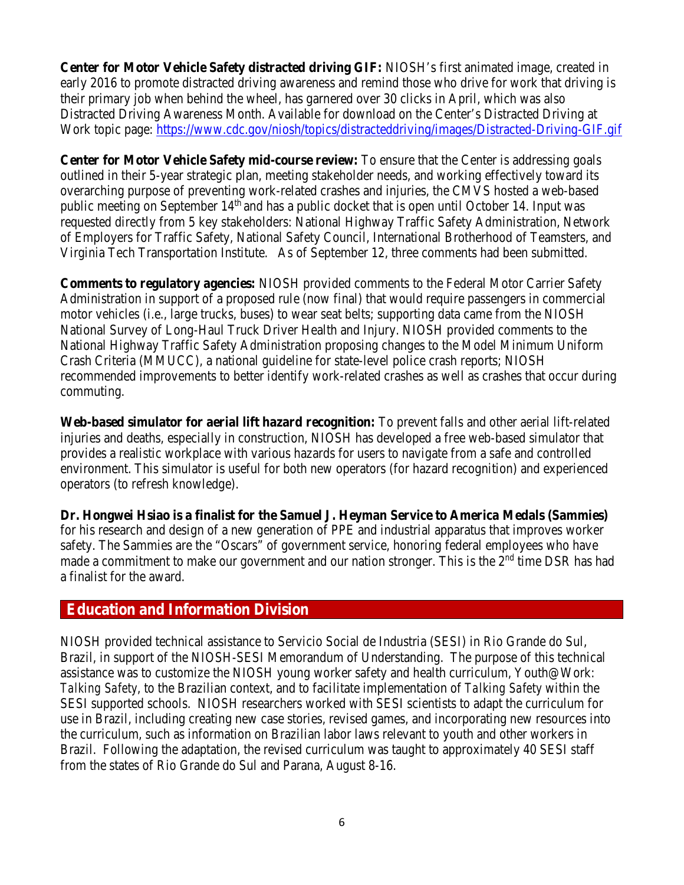**Center for Motor Vehicle Safety distracted driving GIF:** NIOSH's first animated image, created in early 2016 to promote distracted driving awareness and remind those who drive for work that driving is their primary job when behind the wheel, has garnered over 30 clicks in April, which was also Distracted Driving Awareness Month. Available for download on the Center's Distracted Driving at Work topic page: https://www.cdc.gov/niosh/topics/distracteddriving/images/Distracted-Driving-GIF.gif

**Center for Motor Vehicle Safety mid-course review:** To ensure that the Center is addressing goals outlined in their 5-year strategic plan, meeting stakeholder needs, and working effectively toward its overarching purpose of preventing work-related crashes and injuries, the CMVS hosted a web-based public meeting on September 14th and has a public docket that is open until October 14. Input was requested directly from 5 key stakeholders: National Highway Traffic Safety Administration, Network of Employers for Traffic Safety, National Safety Council, International Brotherhood of Teamsters, and Virginia Tech Transportation Institute. As of September 12, three comments had been submitted.

**Comments to regulatory agencies:** NIOSH provided comments to the Federal Motor Carrier Safety Administration in support of a proposed rule (now final) that would require passengers in commercial motor vehicles (i.e., large trucks, buses) to wear seat belts; supporting data came from the NIOSH National Survey of Long-Haul Truck Driver Health and Injury. NIOSH provided comments to the National Highway Traffic Safety Administration proposing changes to the Model Minimum Uniform Crash Criteria (MMUCC), a national guideline for state-level police crash reports; NIOSH recommended improvements to better identify work-related crashes as well as crashes that occur during commuting.

**Web-based simulator for aerial lift hazard recognition:** To prevent falls and other aerial lift-related injuries and deaths, especially in construction, NIOSH has developed a free web-based simulator that provides a realistic workplace with various hazards for users to navigate from a safe and controlled environment. This simulator is useful for both new operators (for hazard recognition) and experienced operators (to refresh knowledge).

**Dr. Hongwei Hsiao is a finalist for the Samuel J. Heyman Service to America Medals (Sammies)** for his research and design of a new generation of PPE and industrial apparatus that improves worker safety. The Sammies are the "Oscars" of government service, honoring federal employees who have made a commitment to make our government and our nation stronger. This is the 2nd time DSR has had a finalist for the award.

## Education and Information Division

NIOSH provided technical assistance to Servicio Social de Industria (SESI) in Rio Grande do Sul, Brazil, in support of the NIOSH-SESI Memorandum of Understanding. The purpose of this technical assistance was to customize the NIOSH young worker safety and health curriculum, Youth@Work: *Talking Safety*, to the Brazilian context, and to facilitate implementation of *Talking Safety* within the SESI supported schools. NIOSH researchers worked with SESI scientists to adapt the curriculum for use in Brazil, including creating new case stories, revised games, and incorporating new resources into the curriculum, such as information on Brazilian labor laws relevant to youth and other workers in Brazil. Following the adaptation, the revised curriculum was taught to approximately 40 SESI staff from the states of Rio Grande do Sul and Parana, August 8-16.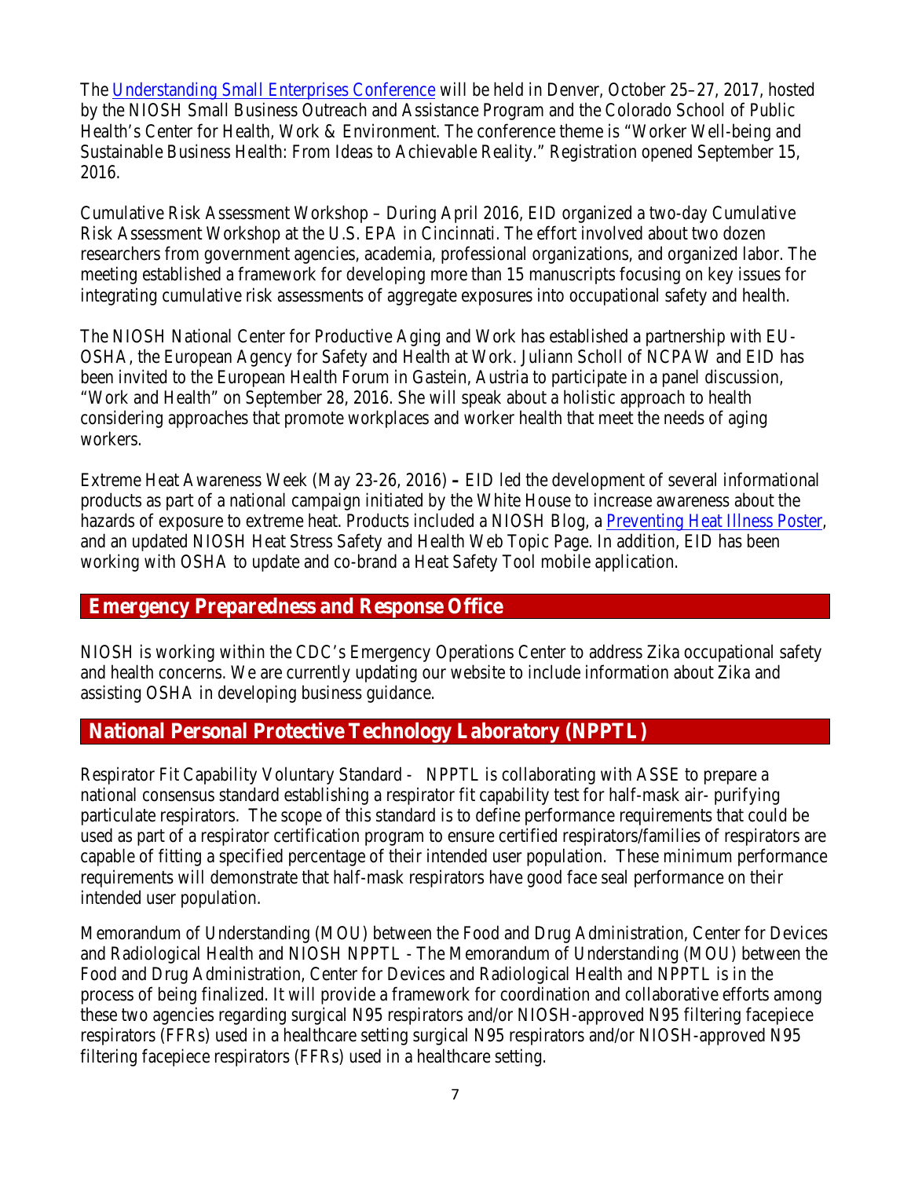The [Understanding Small Enterprises Conference](#) will be held in Denver, October 25–27, 2017, hosted by the NIOSH Small Business Outreach and Assistance Program and the Colorado School of Public Health's Center for Health, Work & Environment. The conference theme is "Worker Well-being and Sustainable Business Health: From Ideas to Achievable Reality." Registration opened September 15, 2016.

Cumulative Risk Assessment Workshop – During April 2016, EID organized a two-day Cumulative Risk Assessment Workshop at the U.S. EPA in Cincinnati. The effort involved about two dozen researchers from government agencies, academia, professional organizations, and organized labor. The meeting established a framework for developing more than 15 manuscripts focusing on key issues for integrating cumulative risk assessments of aggregate exposures into occupational safety and health.

The NIOSH National Center for Productive Aging and Work has established a partnership with EU-OSHA, the European Agency for Safety and Health at Work. Juliann Scholl of NCPAW and EID has been invited to the European Health Forum in Gastein, Austria to participate in a panel discussion, "Work and Health" on September 28, 2016. She will speak about a holistic approach to health considering approaches that promote workplaces and worker health that meet the needs of aging workers.

Extreme Heat Awareness Week (May 23-26, 2016) **–** EID led the development of several informational products as part of a national campaign initiated by the White House to increase awareness about the hazards of exposure to extreme heat. Products included a NIOSH Blog, a [Preventing Heat Illness Poster](#), and an updated NIOSH Heat Stress Safety and Health Web Topic Page. In addition, EID has been working with OSHA to update and co-brand a Heat Safety Tool mobile application.

## Emergency Preparedness and Response Office

NIOSH is working within the CDC's Emergency Operations Center to address Zika occupational safety and health concerns. We are currently updating our website to include information about Zika and assisting OSHA in developing business guidance.

## National Personal Protective Technology Laboratory (NPPTL)

Respirator Fit Capability Voluntary Standard - NPPTL is collaborating with ASSE to prepare a national consensus standard establishing a respirator fit capability test for half-mask air- purifying particulate respirators. The scope of this standard is to define performance requirements that could be used as part of a respirator certification program to ensure certified respirators/families of respirators are capable of fitting a specified percentage of their intended user population. These minimum performance requirements will demonstrate that half-mask respirators have good face seal performance on their intended user population.

Memorandum of Understanding (MOU) between the Food and Drug Administration, Center for Devices and Radiological Health and NIOSH NPPTL - The Memorandum of Understanding (MOU) between the Food and Drug Administration, Center for Devices and Radiological Health and NPPTL is in the process of being finalized. It will provide a framework for coordination and collaborative efforts among these two agencies regarding surgical N95 respirators and/or NIOSH-approved N95 filtering facepiece respirators (FFRs) used in a healthcare setting surgical N95 respirators and/or NIOSH-approved N95 filtering facepiece respirators (FFRs) used in a healthcare setting.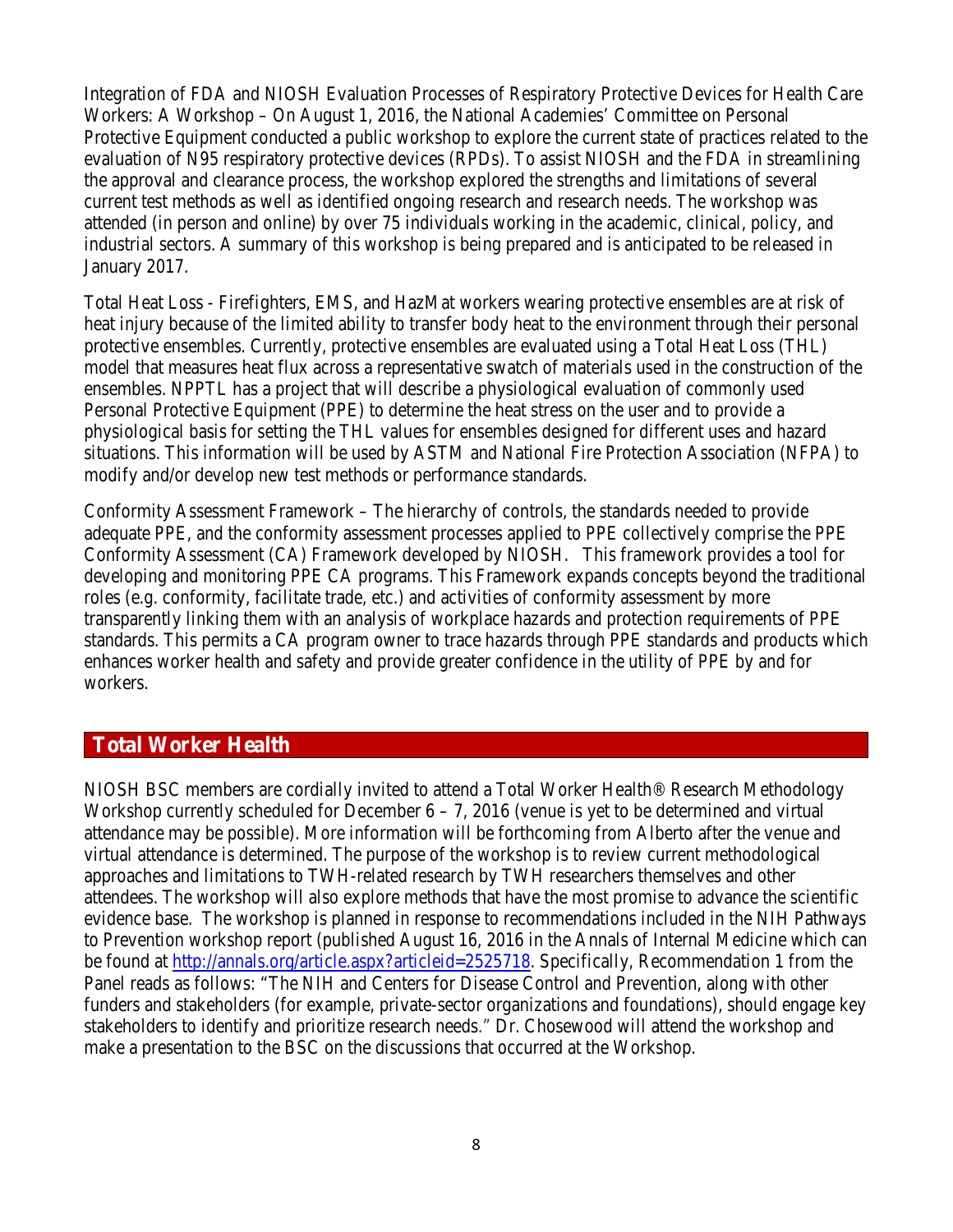Integration of FDA and NIOSH Evaluation Processes of Respiratory Protective Devices for Health Care Workers: A Workshop – On August 1, 2016, the National Academies' Committee on Personal Protective Equipment conducted a public workshop to explore the current state of practices related to the evaluation of N95 respiratory protective devices (RPDs). To assist NIOSH and the FDA in streamlining the approval and clearance process, the workshop explored the strengths and limitations of several current test methods as well as identified ongoing research and research needs. The workshop was attended (in person and online) by over 75 individuals working in the academic, clinical, policy, and industrial sectors. A summary of this workshop is being prepared and is anticipated to be released in January 2017.

Total Heat Loss - Firefighters, EMS, and HazMat workers wearing protective ensembles are at risk of heat injury because of the limited ability to transfer body heat to the environment through their personal protective ensembles. Currently, protective ensembles are evaluated using a Total Heat Loss (THL) model that measures heat flux across a representative swatch of materials used in the construction of the ensembles. NPPTL has a project that will describe a physiological evaluation of commonly used Personal Protective Equipment (PPE) to determine the heat stress on the user and to provide a physiological basis for setting the THL values for ensembles designed for different uses and hazard situations. This information will be used by ASTM and National Fire Protection Association (NFPA) to modify and/or develop new test methods or performance standards.

Conformity Assessment Framework – The hierarchy of controls, the standards needed to provide adequate PPE, and the conformity assessment processes applied to PPE collectively comprise the PPE Conformity Assessment (CA) Framework developed by NIOSH. This framework provides a tool for developing and monitoring PPE CA programs. This Framework expands concepts beyond the traditional roles (e.g. conformity, facilitate trade, etc.) and activities of conformity assessment by more transparently linking them with an analysis of workplace hazards and protection requirements of PPE standards. This permits a CA program owner to trace hazards through PPE standards and products which enhances worker health and safety and provide greater confidence in the utility of PPE by and for workers.

## *Total Worker Health*

NIOSH BSC members are cordially invited to attend a Total Worker Health® Research Methodology Workshop currently scheduled for December 6 – 7, 2016 (venue is yet to be determined and virtual attendance may be possible). More information will be forthcoming from Alberto after the venue and virtual attendance is determined. The purpose of the workshop is to review current methodological approaches and limitations to TWH-related research by TWH researchers themselves and other attendees. The workshop will also explore methods that have the most promise to advance the scientific evidence base. The workshop is planned in response to recommendations included in the NIH Pathways to Prevention workshop report (published August 16, 2016 in the Annals of Internal Medicine which can be found at http://annals.org/article.aspx?articleid=2525718. Specifically, Recommendation 1 from the Panel reads as follows: "The NIH and Centers for Disease Control and Prevention, along with other funders and stakeholders (for example, private-sector organizations and foundations), should engage key stakeholders to identify and prioritize research needs." Dr. Chosewood will attend the workshop and make a presentation to the BSC on the discussions that occurred at the Workshop.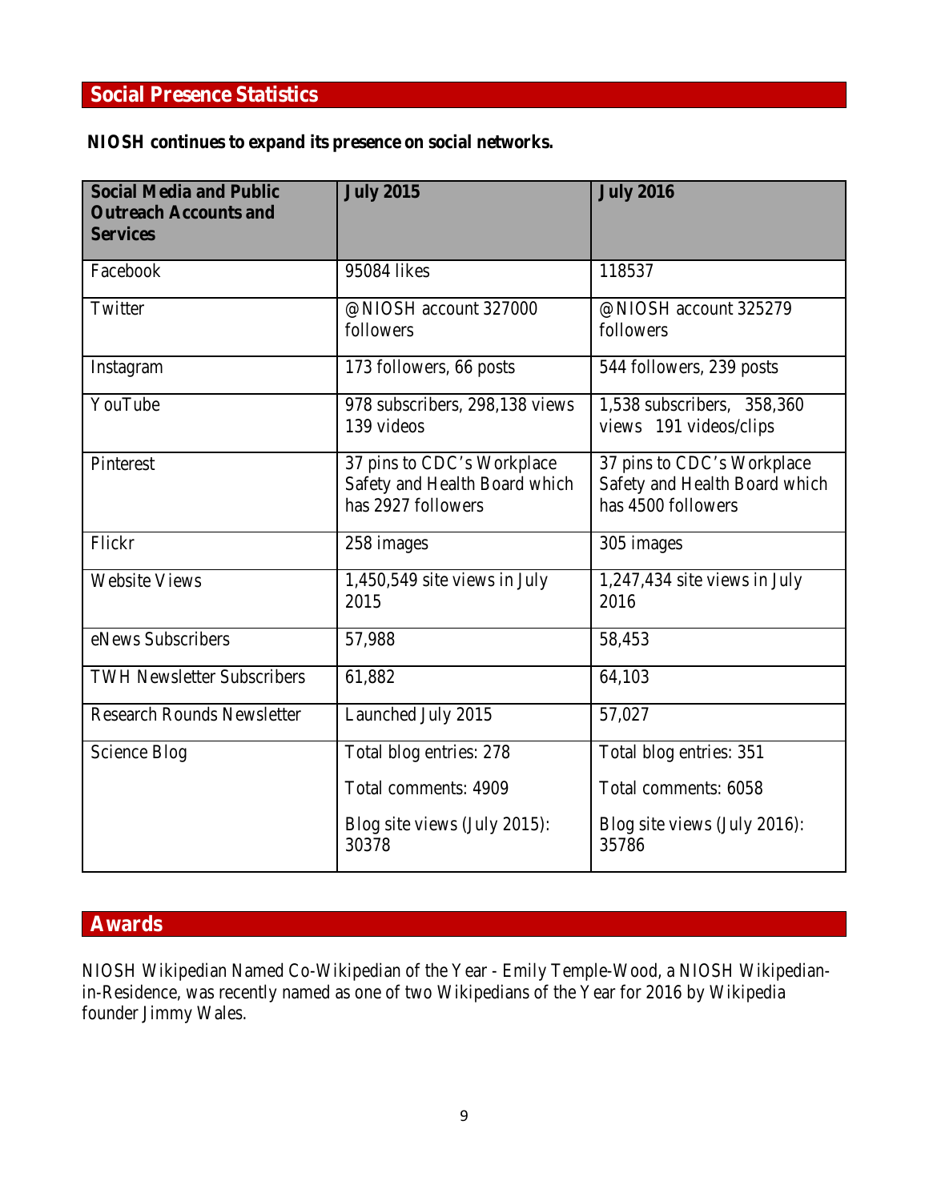## Social Presence Statistics

**NIOSH continues to expand its presence on social networks.**

| Social Media and Public Outreach Accounts and Services | July 2015 | July 2016 |
|---|---|---|
| Facebook | 95084 likes | 118537 |
| Twitter | @NIOSH account 327000 followers | @NIOSH account 325279 followers |
| Instagram | 173 followers, 66 posts | 544 followers, 239 posts |
| YouTube | 978 subscribers, 298,138 views 139 videos | 1,538 subscribers, 358,360 views 191 videos/clips |
| Pinterest | 37 pins to CDC's Workplace Safety and Health Board which has 2927 followers | 37 pins to CDC's Workplace Safety and Health Board which has 4500 followers |
| Flickr | 258 images | 305 images |
| Website Views | 1,450,549 site views in July 2015 | 1,247,434 site views in July 2016 |
| eNews Subscribers | 57,988 | 58,453 |
| TWH Newsletter Subscribers | 61,882 | 64,103 |
| Research Rounds Newsletter | Launched July 2015 | 57,027 |
| Science Blog | Total blog entries: 278<br>Total comments: 4909<br>Blog site views (July 2015): 30378 | Total blog entries: 351<br>Total comments: 6058<br>Blog site views (July 2016): 35786 |

## Awards

NIOSH Wikipedian Named Co-Wikipedian of the Year - Emily Temple-Wood, a NIOSH Wikipedian-in-Residence, was recently named as one of two Wikipedians of the Year for 2016 by Wikipedia founder Jimmy Wales.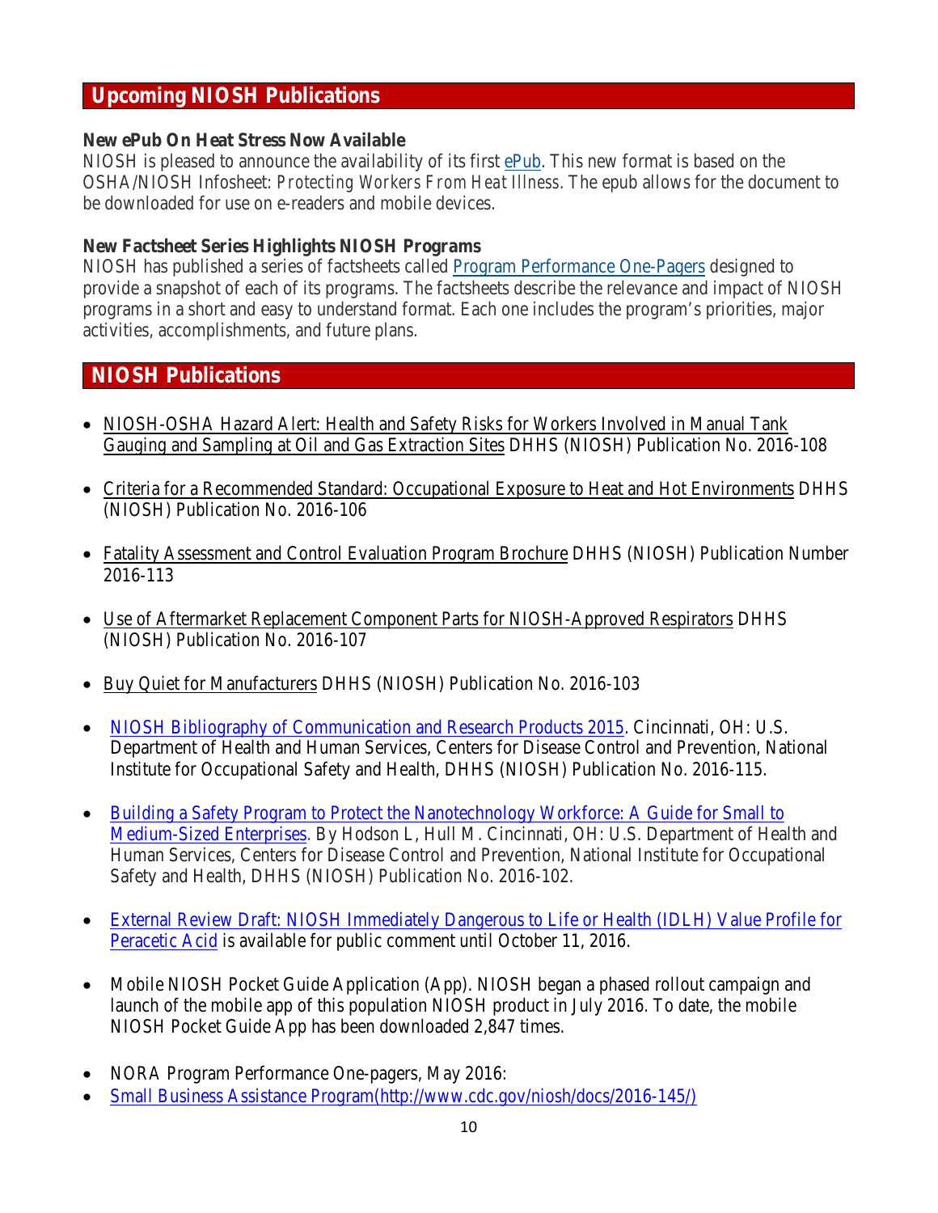## Upcoming NIOSH Publications

**New ePub On Heat Stress Now Available**
NIOSH is pleased to announce the availability of its first ePub. This new format is based on the OSHA/NIOSH Infosheet: *Protecting Workers From Heat Illness*. The epub allows for the document to be downloaded for use on e-readers and mobile devices.

**New Factsheet Series Highlights NIOSH Programs**
NIOSH has published a series of factsheets called Program Performance One-Pagers designed to provide a snapshot of each of its programs. The factsheets describe the relevance and impact of NIOSH programs in a short and easy to understand format. Each one includes the program's priorities, major activities, accomplishments, and future plans.

## NIOSH Publications

- NIOSH-OSHA Hazard Alert: Health and Safety Risks for Workers Involved in Manual Tank Gauging and Sampling at Oil and Gas Extraction Sites DHHS (NIOSH) Publication No. 2016-108
- Criteria for a Recommended Standard: Occupational Exposure to Heat and Hot Environments DHHS (NIOSH) Publication No. 2016-106
- Fatality Assessment and Control Evaluation Program Brochure DHHS (NIOSH) Publication Number 2016-113
- Use of Aftermarket Replacement Component Parts for NIOSH-Approved Respirators DHHS (NIOSH) Publication No. 2016-107
- Buy Quiet for Manufacturers DHHS (NIOSH) Publication No. 2016-103
- NIOSH Bibliography of Communication and Research Products 2015. Cincinnati, OH: U.S. Department of Health and Human Services, Centers for Disease Control and Prevention, National Institute for Occupational Safety and Health, DHHS (NIOSH) Publication No. 2016-115.
- Building a Safety Program to Protect the Nanotechnology Workforce: A Guide for Small to Medium-Sized Enterprises. By Hodson L, Hull M. Cincinnati, OH: U.S. Department of Health and Human Services, Centers for Disease Control and Prevention, National Institute for Occupational Safety and Health, DHHS (NIOSH) Publication No. 2016-102.
- External Review Draft: NIOSH Immediately Dangerous to Life or Health (IDLH) Value Profile for Peracetic Acid is available for public comment until October 11, 2016.
- Mobile NIOSH Pocket Guide Application (App). NIOSH began a phased rollout campaign and launch of the mobile app of this population NIOSH product in July 2016. To date, the mobile NIOSH Pocket Guide App has been downloaded 2,847 times.
- NORA Program Performance One-pagers, May 2016:
- Small Business Assistance Program(http://www.cdc.gov/niosh/docs/2016-145/)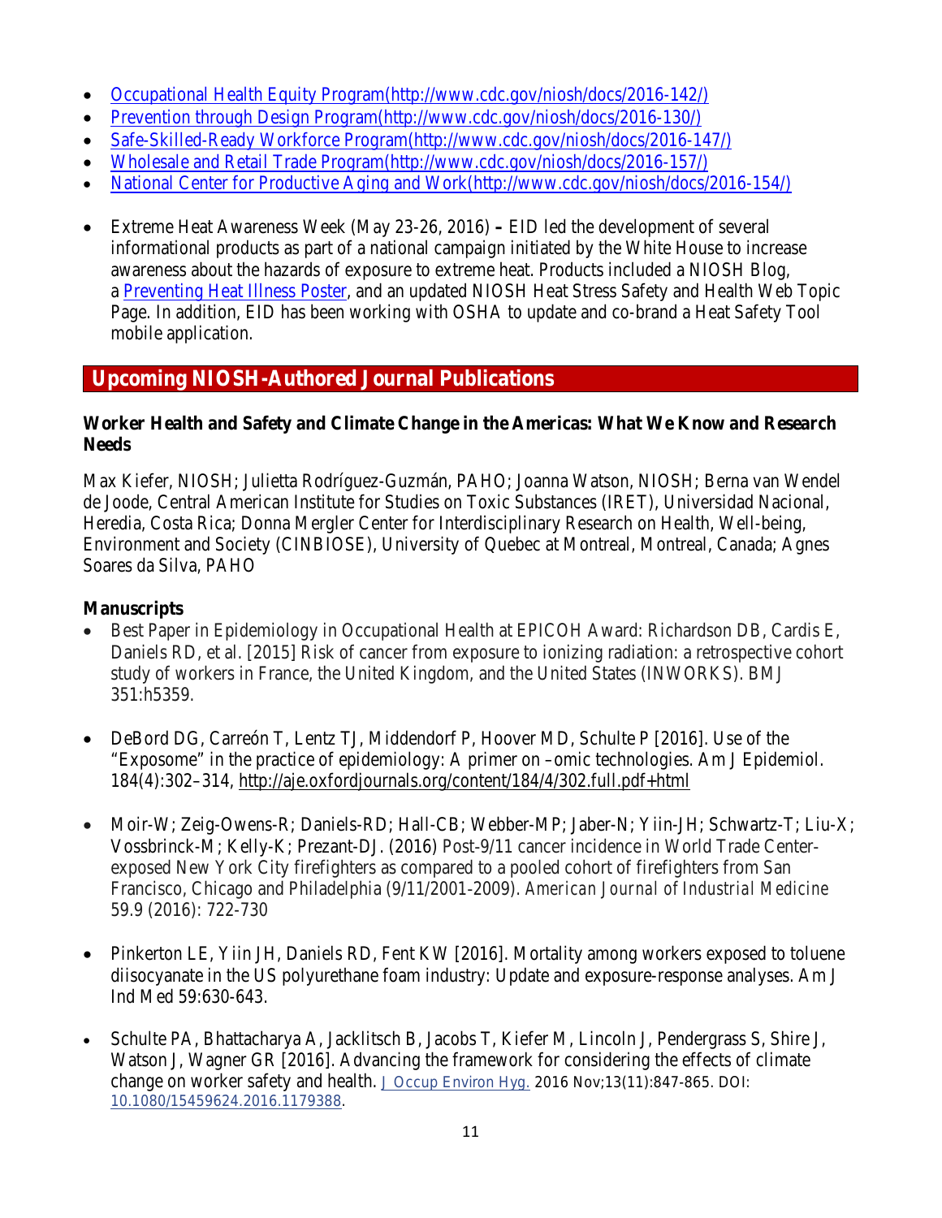- [Occupational Health Equity Program(http://www.cdc.gov/niosh/docs/2016-142/)](http://www.cdc.gov/niosh/docs/2016-142/)
- [Prevention through Design Program(http://www.cdc.gov/niosh/docs/2016-130/)](http://www.cdc.gov/niosh/docs/2016-130/)
- [Safe-Skilled-Ready Workforce Program(http://www.cdc.gov/niosh/docs/2016-147/)](http://www.cdc.gov/niosh/docs/2016-147/)
- [Wholesale and Retail Trade Program(http://www.cdc.gov/niosh/docs/2016-157/)](http://www.cdc.gov/niosh/docs/2016-157/)
- [National Center for Productive Aging and Work(http://www.cdc.gov/niosh/docs/2016-154/)](http://www.cdc.gov/niosh/docs/2016-154/)

- Extreme Heat Awareness Week (May 23-26, 2016) **–** EID led the development of several informational products as part of a national campaign initiated by the White House to increase awareness about the hazards of exposure to extreme heat. Products included a NIOSH Blog, a [Preventing Heat Illness Poster](), and an updated NIOSH Heat Stress Safety and Health Web Topic Page. In addition, EID has been working with OSHA to update and co-brand a Heat Safety Tool mobile application.

## Upcoming NIOSH-Authored Journal Publications

**Worker Health and Safety and Climate Change in the Americas: What We Know and Research Needs**

Max Kiefer, NIOSH; Julietta Rodríguez-Guzmán, PAHO; Joanna Watson, NIOSH; Berna van Wendel de Joode, Central American Institute for Studies on Toxic Substances (IRET), Universidad Nacional, Heredia, Costa Rica; Donna Mergler Center for Interdisciplinary Research on Health, Well-being, Environment and Society (CINBIOSE), University of Quebec at Montreal, Montreal, Canada; Agnes Soares da Silva, PAHO

**Manuscripts**

- Best Paper in Epidemiology in Occupational Health at EPICOH Award: Richardson DB, Cardis E, Daniels RD, et al. [2015] Risk of cancer from exposure to ionizing radiation: a retrospective cohort study of workers in France, the United Kingdom, and the United States (INWORKS). BMJ 351:h5359.

- DeBord DG, Carreón T, Lentz TJ, Middendorf P, Hoover MD, Schulte P [2016]. Use of the "Exposome" in the practice of epidemiology: A primer on –omic technologies. Am J Epidemiol. 184(4):302–314, [http://aje.oxfordjournals.org/content/184/4/302.full.pdf+html](http://aje.oxfordjournals.org/content/184/4/302.full.pdf+html)

- Moir-W; Zeig-Owens-R; Daniels-RD; Hall-CB; Webber-MP; Jaber-N; Yiin-JH; Schwartz-T; Liu-X; Vossbrinck-M; Kelly-K; Prezant-DJ. (2016) Post-9/11 cancer incidence in World Trade Center-exposed New York City firefighters as compared to a pooled cohort of firefighters from San Francisco, Chicago and Philadelphia (9/11/2001-2009). *American Journal of Industrial Medicine* 59.9 (2016): 722-730

- Pinkerton LE, Yiin JH, Daniels RD, Fent KW [2016]. Mortality among workers exposed to toluene diisocyanate in the US polyurethane foam industry: Update and exposure-response analyses. Am J Ind Med 59:630-643.

- Schulte PA, Bhattacharya A, Jacklitsch B, Jacobs T, Kiefer M, Lincoln J, Pendergrass S, Shire J, Watson J, Wagner GR [2016]. Advancing the framework for considering the effects of climate change on worker safety and health. [J Occup Environ Hyg.]() 2016 Nov;13(11):847-865. DOI: [10.1080/15459624.2016.1179388]().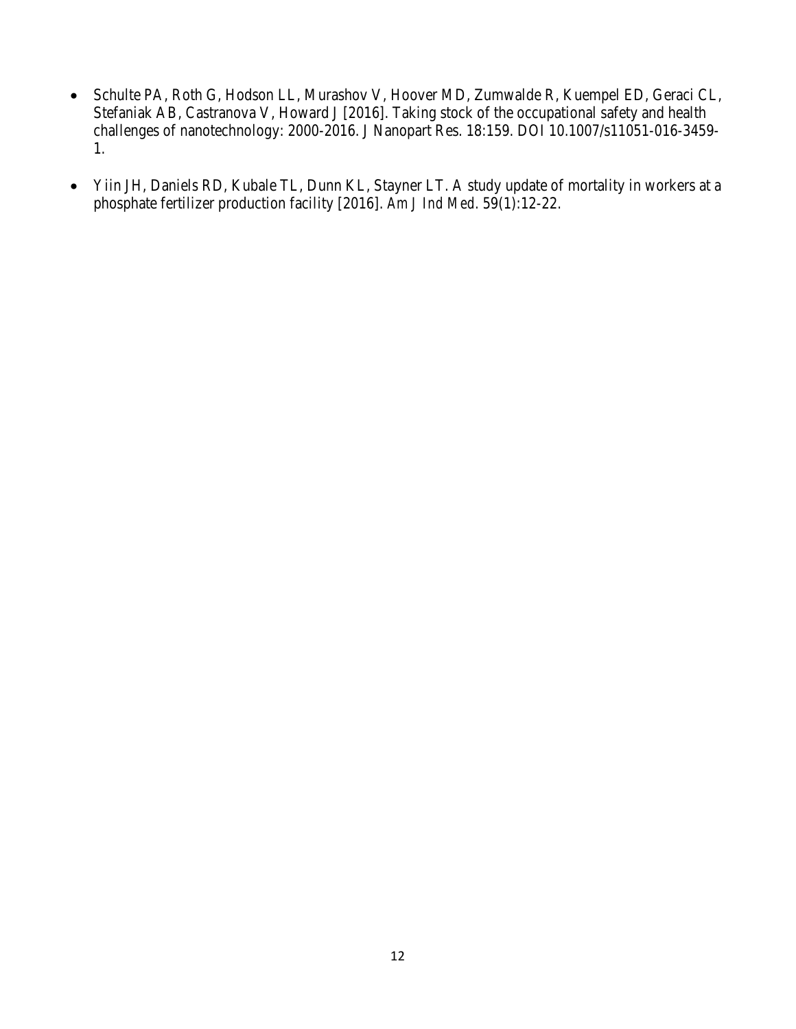- Schulte PA, Roth G, Hodson LL, Murashov V, Hoover MD, Zumwalde R, Kuempel ED, Geraci CL, Stefaniak AB, Castranova V, Howard J [2016]. Taking stock of the occupational safety and health challenges of nanotechnology: 2000-2016. J Nanopart Res. 18:159. DOI 10.1007/s11051-016-3459-1.
- Yiin JH, Daniels RD, Kubale TL, Dunn KL, Stayner LT. A study update of mortality in workers at a phosphate fertilizer production facility [2016]. *Am J Ind Med.* 59(1):12-22.